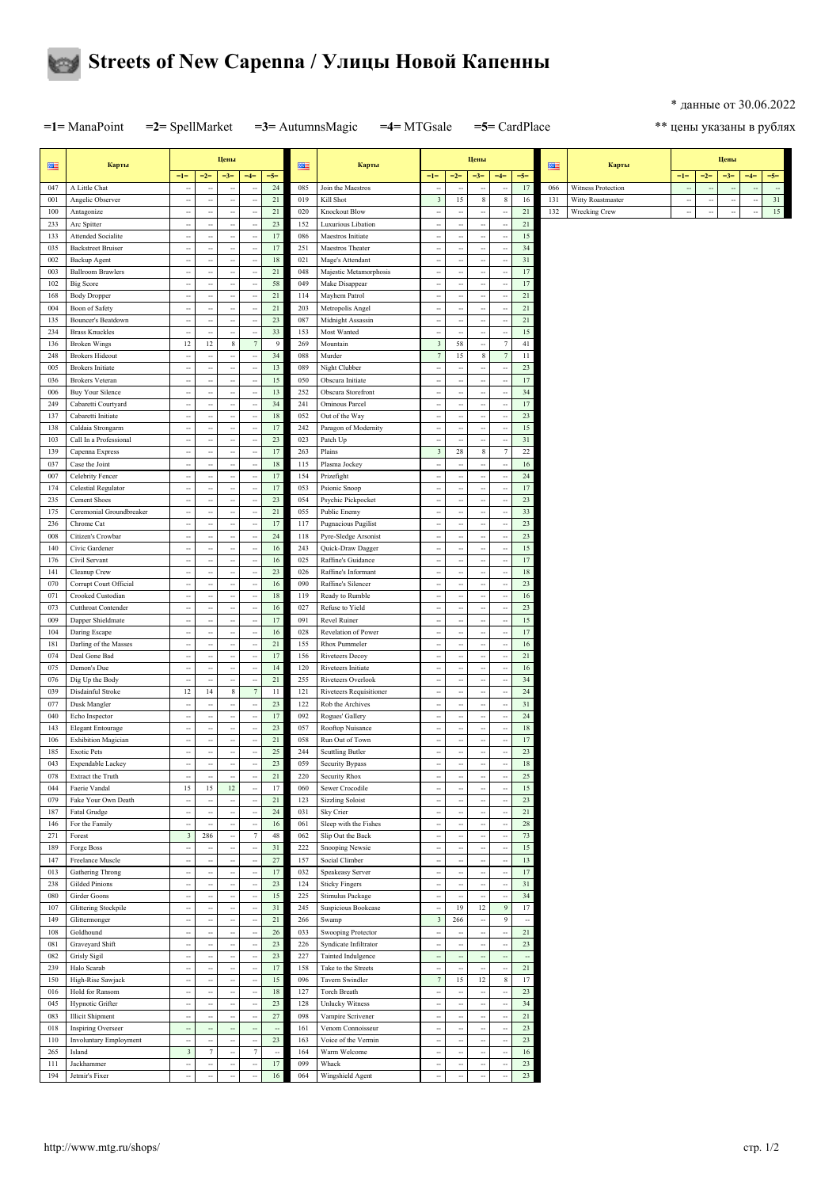# Streets of New Capenna / Улицы Новой Капенны

\* данные от 30.06.2022

**=1=** ManaPoint **=2=** SpellMarket **=3=** AutumnsMagic **=4=** MTGsale **=5=** CardPlace

\*\* цены указаны в рублях

| | Карты | Цены | | | | | | Карты | Цены | | | | | | Карты | Цены | | | | |
|---|---|---|---|---|---|---|---|---|---|---|---|---|---|---|---|---|---|---|---|---|
| | | =1= | =2= | =3= | =4= | =5= | | | =1= | =2= | =3= | =4= | =5= | | | =1= | =2= | =3= | =4= | =5= |
| 047 | A Little Chat | -- | -- | -- | -- | 24 | 085 | Join the Maestros | -- | -- | -- | -- | 17 | 066 | Witness Protection | -- | -- | -- | -- | -- |
| 001 | Angelic Observer | -- | -- | -- | -- | 21 | 019 | Kill Shot | 3 | 15 | 8 | 8 | 16 | 131 | Witty Roastmaster | -- | -- | -- | -- | 31 |
| 100 | Antagonize | -- | -- | -- | -- | 21 | 020 | Knockout Blow | -- | -- | -- | -- | 21 | 132 | Wrecking Crew | -- | -- | -- | -- | 15 |
| 233 | Arc Spitter | -- | -- | -- | -- | 23 | 152 | Luxurious Libation | -- | -- | -- | -- | 21 | | | | | | | |
| 133 | Attended Socialite | -- | -- | -- | -- | 17 | 086 | Maestros Initiate | -- | -- | -- | -- | 15 | | | | | | | |
| 035 | Backstreet Bruiser | -- | -- | -- | -- | 17 | 251 | Maestros Theater | -- | -- | -- | -- | 34 | | | | | | | |
| 002 | Backup Agent | -- | -- | -- | -- | 18 | 021 | Mage's Attendant | -- | -- | -- | -- | 31 | | | | | | | |
| 003 | Ballroom Brawlers | -- | -- | -- | -- | 21 | 048 | Majestic Metamorphosis | -- | -- | -- | -- | 17 | | | | | | | |
| 102 | Big Score | -- | -- | -- | -- | 58 | 049 | Make Disappear | -- | -- | -- | -- | 17 | | | | | | | |
| 168 | Body Dropper | -- | -- | -- | -- | 21 | 114 | Mayhem Patrol | -- | -- | -- | -- | 21 | | | | | | | |
| 004 | Boon of Safety | -- | -- | -- | -- | 21 | 203 | Metropolis Angel | -- | -- | -- | -- | 21 | | | | | | | |
| 135 | Bouncer's Beatdown | -- | -- | -- | -- | 23 | 087 | Midnight Assassin | -- | -- | -- | -- | 21 | | | | | | | |
| 234 | Brass Knuckles | -- | -- | -- | -- | 33 | 153 | Most Wanted | -- | -- | -- | -- | 15 | | | | | | | |
| 136 | Broken Wings | 12 | 12 | 8 | 7 | 9 | 269 | Mountain | 3 | 58 | -- | 7 | 41 | | | | | | | |
| 248 | Brokers Hideout | -- | -- | -- | -- | 34 | 088 | Murder | 7 | 15 | 8 | 7 | 11 | | | | | | | |
| 005 | Brokers Initiate | -- | -- | -- | -- | 13 | 089 | Night Clubber | -- | -- | -- | -- | 23 | | | | | | | |
| 036 | Brokers Veteran | -- | -- | -- | -- | 15 | 050 | Obscura Initiate | -- | -- | -- | -- | 17 | | | | | | | |
| 006 | Buy Your Silence | -- | -- | -- | -- | 13 | 252 | Obscura Storefront | -- | -- | -- | -- | 34 | | | | | | | |
| 249 | Cabaretti Courtyard | -- | -- | -- | -- | 34 | 241 | Ominous Parcel | -- | -- | -- | -- | 17 | | | | | | | |
| 137 | Cabaretti Initiate | -- | -- | -- | -- | 18 | 052 | Out of the Way | -- | -- | -- | -- | 23 | | | | | | | |
| 138 | Caldaia Strongarm | -- | -- | -- | -- | 17 | 242 | Paragon of Modernity | -- | -- | -- | -- | 15 | | | | | | | |
| 103 | Call In a Professional | -- | -- | -- | -- | 23 | 023 | Patch Up | -- | -- | -- | -- | 31 | | | | | | | |
| 139 | Capenna Express | -- | -- | -- | -- | 17 | 263 | Plains | 3 | 28 | 8 | 7 | 22 | | | | | | | |
| 037 | Case the Joint | -- | -- | -- | -- | 18 | 115 | Plasma Jockey | -- | -- | -- | -- | 16 | | | | | | | |
| 007 | Celebrity Fencer | -- | -- | -- | -- | 17 | 154 | Prizefight | -- | -- | -- | -- | 24 | | | | | | | |
| 174 | Celestial Regulator | -- | -- | -- | -- | 17 | 053 | Psionic Snoop | -- | -- | -- | -- | 17 | | | | | | | |
| 235 | Cement Shoes | -- | -- | -- | -- | 23 | 054 | Psychic Pickpocket | -- | -- | -- | -- | 23 | | | | | | | |
| 175 | Ceremonial Groundbreaker | -- | -- | -- | -- | 21 | 055 | Public Enemy | -- | -- | -- | -- | 33 | | | | | | | |
| 236 | Chrome Cat | -- | -- | -- | -- | 17 | 117 | Pugnacious Pugilist | -- | -- | -- | -- | 23 | | | | | | | |
| 008 | Citizen's Crowbar | -- | -- | -- | -- | 24 | 118 | Pyre-Sledge Arsonist | -- | -- | -- | -- | 23 | | | | | | | |
| 140 | Civic Gardener | -- | -- | -- | -- | 16 | 243 | Quick-Draw Dagger | -- | -- | -- | -- | 15 | | | | | | | |
| 176 | Civil Servant | -- | -- | -- | -- | 16 | 025 | Raffine's Guidance | -- | -- | -- | -- | 17 | | | | | | | |
| 141 | Cleanup Crew | -- | -- | -- | -- | 23 | 026 | Raffine's Informant | -- | -- | -- | -- | 18 | | | | | | | |
| 070 | Corrupt Court Official | -- | -- | -- | -- | 16 | 090 | Raffine's Silencer | -- | -- | -- | -- | 23 | | | | | | | |
| 071 | Crooked Custodian | -- | -- | -- | -- | 18 | 119 | Ready to Rumble | -- | -- | -- | -- | 16 | | | | | | | |
| 073 | Cutthroat Contender | -- | -- | -- | -- | 16 | 027 | Refuse to Yield | -- | -- | -- | -- | 23 | | | | | | | |
| 009 | Dapper Shieldmate | -- | -- | -- | -- | 17 | 091 | Revel Ruiner | -- | -- | -- | -- | 15 | | | | | | | |
| 104 | Daring Escape | -- | -- | -- | -- | 16 | 028 | Revelation of Power | -- | -- | -- | -- | 17 | | | | | | | |
| 181 | Darling of the Masses | -- | -- | -- | -- | 21 | 155 | Rhox Pummeler | -- | -- | -- | -- | 16 | | | | | | | |
| 074 | Deal Gone Bad | -- | -- | -- | -- | 17 | 156 | Riveteers Decoy | -- | -- | -- | -- | 21 | | | | | | | |
| 075 | Demon's Due | -- | -- | -- | -- | 14 | 120 | Riveteers Initiate | -- | -- | -- | -- | 16 | | | | | | | |
| 076 | Dig Up the Body | -- | -- | -- | -- | 21 | 255 | Riveteers Overlook | -- | -- | -- | -- | 34 | | | | | | | |
| 039 | Disdainful Stroke | 12 | 14 | 8 | 7 | 11 | 121 | Riveteers Requisitioner | -- | -- | -- | -- | 24 | | | | | | | |
| 077 | Dusk Mangler | -- | -- | -- | -- | 23 | 122 | Rob the Archives | -- | -- | -- | -- | 31 | | | | | | | |
| 040 | Echo Inspector | -- | -- | -- | -- | 17 | 092 | Rogues' Gallery | -- | -- | -- | -- | 24 | | | | | | | |
| 143 | Elegant Entourage | -- | -- | -- | -- | 23 | 057 | Rooftop Nuisance | -- | -- | -- | -- | 18 | | | | | | | |
| 106 | Exhibition Magician | -- | -- | -- | -- | 21 | 058 | Run Out of Town | -- | -- | -- | -- | 17 | | | | | | | |
| 185 | Exotic Pets | -- | -- | -- | -- | 25 | 244 | Scuttling Butler | -- | -- | -- | -- | 23 | | | | | | | |
| 043 | Expendable Lackey | -- | -- | -- | -- | 23 | 059 | Security Bypass | -- | -- | -- | -- | 18 | | | | | | | |
| 078 | Extract the Truth | -- | -- | -- | -- | 21 | 220 | Security Rhox | -- | -- | -- | -- | 25 | | | | | | | |
| 044 | Faerie Vandal | 15 | 15 | 12 | -- | 17 | 060 | Sewer Crocodile | -- | -- | -- | -- | 15 | | | | | | | |
| 079 | Fake Your Own Death | -- | -- | -- | -- | 21 | 123 | Sizzling Soloist | -- | -- | -- | -- | 23 | | | | | | | |
| 187 | Fatal Grudge | -- | -- | -- | -- | 24 | 031 | Sky Crier | -- | -- | -- | -- | 21 | | | | | | | |
| 146 | For the Family | -- | -- | -- | -- | 16 | 061 | Sleep with the Fishes | -- | -- | -- | -- | 28 | | | | | | | |
| 271 | Forest | 3 | 286 | -- | 7 | 48 | 062 | Slip Out the Back | -- | -- | -- | -- | 73 | | | | | | | |
| 189 | Forge Boss | -- | -- | -- | -- | 31 | 222 | Snooping Newsie | -- | -- | -- | -- | 15 | | | | | | | |
| 147 | Freelance Muscle | -- | -- | -- | -- | 27 | 157 | Social Climber | -- | -- | -- | -- | 13 | | | | | | | |
| 013 | Gathering Throng | -- | -- | -- | -- | 17 | 032 | Speakeasy Server | -- | -- | -- | -- | 17 | | | | | | | |
| 238 | Gilded Pinions | -- | -- | -- | -- | 23 | 124 | Sticky Fingers | -- | -- | -- | -- | 31 | | | | | | | |
| 080 | Girder Goons | -- | -- | -- | -- | 15 | 225 | Stimulus Package | -- | -- | -- | -- | 34 | | | | | | | |
| 107 | Glittering Stockpile | -- | -- | -- | -- | 31 | 245 | Suspicious Bookcase | -- | 19 | 12 | 9 | 17 | | | | | | | |
| 149 | Glittermonger | -- | -- | -- | -- | 21 | 266 | Swamp | 3 | 266 | -- | 9 | -- | | | | | | | |
| 108 | Goldhound | -- | -- | -- | -- | 26 | 033 | Swooping Protector | -- | -- | -- | -- | 21 | | | | | | | |
| 081 | Graveyard Shift | -- | -- | -- | -- | 23 | 226 | Syndicate Infiltrator | -- | -- | -- | -- | 23 | | | | | | | |
| 082 | Grisly Sigil | -- | -- | -- | -- | 23 | 227 | Tainted Indulgence | -- | -- | -- | -- | -- | | | | | | | |
| 239 | Halo Scarab | -- | -- | -- | -- | 17 | 158 | Take to the Streets | -- | -- | -- | -- | 21 | | | | | | | |
| 150 | High-Rise Sawjack | -- | -- | -- | -- | 15 | 096 | Tavern Swindler | 7 | 15 | 12 | 8 | 17 | | | | | | | |
| 016 | Hold for Ransom | -- | -- | -- | -- | 18 | 127 | Torch Breath | -- | -- | -- | -- | 23 | | | | | | | |
| 045 | Hypnotic Grifter | -- | -- | -- | -- | 23 | 128 | Unlucky Witness | -- | -- | -- | -- | 34 | | | | | | | |
| 083 | Illicit Shipment | -- | -- | -- | -- | 27 | 098 | Vampire Scrivener | -- | -- | -- | -- | 21 | | | | | | | |
| 018 | Inspiring Overseer | -- | -- | -- | -- | -- | 161 | Venom Connoisseur | -- | -- | -- | -- | 23 | | | | | | | |
| 110 | Involuntary Employment | -- | -- | -- | -- | 23 | 163 | Voice of the Vermin | -- | -- | -- | -- | 23 | | | | | | | |
| 265 | Island | 3 | 7 | -- | 7 | -- | 164 | Warm Welcome | -- | -- | -- | -- | 16 | | | | | | | |
| 111 | Jackhammer | -- | -- | -- | -- | 17 | 099 | Whack | -- | -- | -- | -- | 23 | | | | | | | |
| 194 | Jetmir's Fixer | -- | -- | -- | -- | 16 | 064 | Wingshield Agent | -- | -- | -- | -- | 23 | | | | | | | |

http://www.mtg.ru/shops/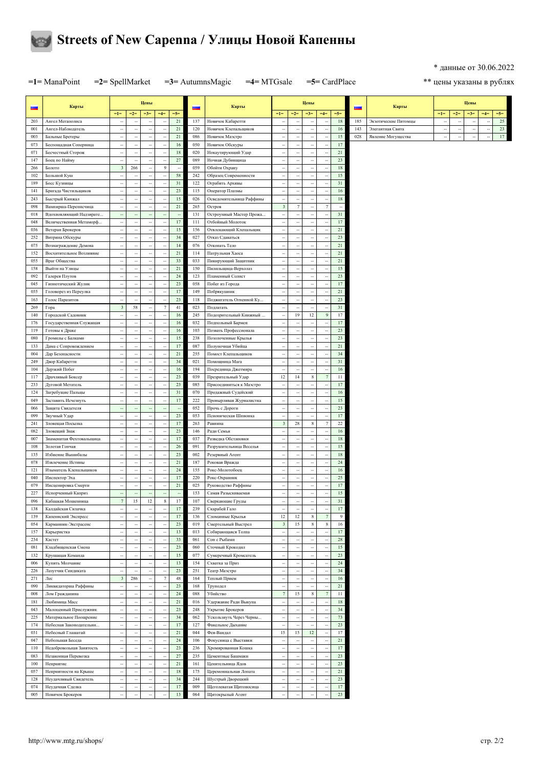# Streets of New Capenna / Улицы Новой Капенны

\* данные от 30.06.2022

=1= ManaPoint =2= SpellMarket =3= AutumnsMagic =4= MTGsale =5= CardPlace

\*\* цены указаны в рублях

| | Карты | Цены | | | | | | Карты | Цены | | | | | | Карты | Цены | | | | |
|---|---|---|---|---|---|---|---|---|---|---|---|---|---|---|---|---|---|---|---|---|
| | | =1= | =2= | =3= | =4= | =5= | | | =1= | =2= | =3= | =4= | =5= | | | =1= | =2= | =3= | =4= | =5= |
| 203 | Ангел Мегаполиса | -- | -- | -- | -- | 21 | 137 | Новичок Кабаретти | -- | -- | -- | -- | 18 | 185 | Экзотические Питомцы | -- | -- | -- | -- | 25 |
| 001 | Ангел-Наблюдатель | -- | -- | -- | -- | 21 | 120 | Новичок Клепальщиков | -- | -- | -- | -- | 16 | 143 | Элегантная Свита | -- | -- | -- | -- | 23 |
| 003 | Бальные Бретеры | -- | -- | -- | -- | 21 | 086 | Новичок Маэстро | -- | -- | -- | -- | 15 | 028 | Явление Могущества | -- | -- | -- | -- | 17 |
| 073 | Беспощадная Соперница | -- | -- | -- | -- | 16 | 050 | Новичок Обскуры | -- | -- | -- | -- | 17 | | | | | | | |
| 071 | Бесчестный Сторож | -- | -- | -- | -- | 18 | 020 | Нокаутирующий Удар | -- | -- | -- | -- | 21 | | | | | | | |
| 147 | Боец по Найму | -- | -- | -- | -- | 27 | 089 | Ночная Дубинщица | -- | -- | -- | -- | 23 | | | | | | | |
| 266 | Болото | 3 | 266 | -- | 9 | -- | 059 | Обойти Охрану | -- | -- | -- | -- | 18 | | | | | | | |
| 102 | Большой Куш | -- | -- | -- | -- | 58 | 242 | Образец Современности | -- | -- | -- | -- | 15 | | | | | | | |
| 189 | Босс Кузницы | -- | -- | -- | -- | 31 | 122 | Ограбить Архивы | -- | -- | -- | -- | 31 | | | | | | | |
| 141 | Бригада Чистильщиков | -- | -- | -- | -- | 23 | 115 | Оператор Плазмы | -- | -- | -- | -- | 16 | | | | | | | |
| 243 | Быстрый Кинжал | -- | -- | -- | -- | 15 | 026 | Осведомительница Раффины | -- | -- | -- | -- | 18 | | | | | | | |
| 098 | Вампирша-Переписчица | -- | -- | -- | -- | 21 | 265 | Остров | 3 | 7 | -- | 7 | -- | | | | | | | |
| 018 | Вдохновляющий Надзирате... | -- | -- | -- | -- | -- | 131 | Остроумный Мастер Прожа... | -- | -- | -- | -- | 31 | | | | | | | |
| 048 | Величественная Метаморф... | -- | -- | -- | -- | 17 | 111 | Отбойный Молоток | -- | -- | -- | -- | 17 | | | | | | | |
| 036 | Ветеран Брокеров | -- | -- | -- | -- | 15 | 156 | Отвлекающий Клепальщик | -- | -- | -- | -- | 21 | | | | | | | |
| 252 | Витрина Обскуры | -- | -- | -- | -- | 34 | 027 | Отказ Сдаваться | -- | -- | -- | -- | 23 | | | | | | | |
| 075 | Вознаграждение Демона | -- | -- | -- | -- | 14 | 076 | Откопать Тело | -- | -- | -- | -- | 21 | | | | | | | |
| 152 | Восхитительное Возлияние | -- | -- | -- | -- | 21 | 114 | Патрульная Хаоса | -- | -- | -- | -- | 21 | | | | | | | |
| 055 | Враг Общества | -- | -- | -- | -- | 33 | 033 | Пикирующий Защитник | -- | -- | -- | -- | 21 | | | | | | | |
| 158 | Выйти на Улицы | -- | -- | -- | -- | 21 | 150 | Пилильщица-Верхолаз | -- | -- | -- | -- | 15 | | | | | | | |
| 092 | Галерея Плутов | -- | -- | -- | -- | 24 | 123 | Пламенный Солист | -- | -- | -- | -- | 23 | | | | | | | |
| 045 | Гипнотический Жулик | -- | -- | -- | -- | 23 | 058 | Побег из Города | -- | -- | -- | -- | 17 | | | | | | | |
| 035 | Головорез из Переулка | -- | -- | -- | -- | 17 | 149 | Побрякушник | -- | -- | -- | -- | 21 | | | | | | | |
| 163 | Голос Паразитов | -- | -- | -- | -- | 23 | 118 | Поджигатель Огненной Ку... | -- | -- | -- | -- | 23 | | | | | | | |
| 269 | Гора | 3 | 58 | -- | 7 | 41 | 023 | Подлатать | -- | -- | -- | -- | 31 | | | | | | | |
| 140 | Городской Садовник | -- | -- | -- | -- | 16 | 245 | Подозрительный Книжный ... | -- | 19 | 12 | 9 | 17 | | | | | | | |
| 176 | Государственная Служащая | -- | -- | -- | -- | 16 | 032 | Подпольный Бармен | -- | -- | -- | -- | 17 | | | | | | | |
| 119 | Готовы к Драке | -- | -- | -- | -- | 16 | 103 | Позвать Профессионала | -- | -- | -- | -- | 23 | | | | | | | |
| 080 | Громилы с Балками | -- | -- | -- | -- | 15 | 238 | Позолоченные Крылья | -- | -- | -- | -- | 23 | | | | | | | |
| 133 | Дама с Сопровождением | -- | -- | -- | -- | 17 | 087 | Полуночная Убийца | -- | -- | -- | -- | 21 | | | | | | | |
| 004 | Дар Безопасности | -- | -- | -- | -- | 21 | 255 | Помост Клепальщиков | -- | -- | -- | -- | 34 | | | | | | | |
| 249 | Двор Кабаретти | -- | -- | -- | -- | 34 | 021 | Помощница Мага | -- | -- | -- | -- | 31 | | | | | | | |
| 104 | Дерзкий Побег | -- | -- | -- | -- | 16 | 194 | Посредница Джетмира | -- | -- | -- | -- | 16 | | | | | | | |
| 117 | Драчливый Боксер | -- | -- | -- | -- | 23 | 039 | Презрительный Удар | 12 | 14 | 8 | 7 | 11 | | | | | | | |
| 233 | Дуговой Метатель | -- | -- | -- | -- | 23 | 085 | Присоединиться к Маэстро | -- | -- | -- | -- | 17 | | | | | | | |
| 124 | Загребущие Пальцы | -- | -- | -- | -- | 31 | 070 | Продажный Судейский | -- | -- | -- | -- | 16 | | | | | | | |
| 049 | Заставить Исчезнуть | -- | -- | -- | -- | 17 | 222 | Пронырливая Журналистка | -- | -- | -- | -- | 15 | | | | | | | |
| 066 | Защита Свидетеля | -- | -- | -- | -- | -- | 052 | Прочь с Дороги | -- | -- | -- | -- | 23 | | | | | | | |
| 099 | Звучный Удар | -- | -- | -- | -- | 23 | 053 | Псионическая Шпионка | -- | -- | -- | -- | 17 | | | | | | | |
| 241 | Зловещая Посылка | -- | -- | -- | -- | 17 | 263 | Равнина | 3 | 28 | 8 | 7 | 22 | | | | | | | |
| 082 | Зловещий Знак | -- | -- | -- | -- | 23 | 146 | Ради Семьи | -- | -- | -- | -- | 16 | | | | | | | |
| 007 | Знаменитая Фехтовальщица | -- | -- | -- | -- | 17 | 037 | Разведка Обстановки | -- | -- | -- | -- | 18 | | | | | | | |
| 108 | Золотая Гончая | -- | -- | -- | -- | 26 | 091 | Разрушительница Веселья | -- | -- | -- | -- | 15 | | | | | | | |
| 135 | Избиение Вышибалы | -- | -- | -- | -- | 23 | 002 | Резервный Агент | -- | -- | -- | -- | 18 | | | | | | | |
| 078 | Извлечение Истины | -- | -- | -- | -- | 21 | 187 | Роковая Вражда | -- | -- | -- | -- | 24 | | | | | | | |
| 121 | Изыматель Клепальщиков | -- | -- | -- | -- | 24 | 155 | Рокс-Молотобоец | -- | -- | -- | -- | 16 | | | | | | | |
| 040 | Инспектор Эха | -- | -- | -- | -- | 17 | 220 | Рокс-Охранник | -- | -- | -- | -- | 25 | | | | | | | |
| 079 | Инсценировка Смерти | -- | -- | -- | -- | 21 | 025 | Руководство Раффины | -- | -- | -- | -- | 17 | | | | | | | |
| 227 | Испорченный Каприз | -- | -- | -- | -- | -- | 153 | Самая Разыскиваемая | -- | -- | -- | -- | 15 | | | | | | | |
| 096 | Кабацкая Мошенница | 7 | 15 | 12 | 8 | 17 | 107 | Сверкающие Груды | -- | -- | -- | -- | 31 | | | | | | | |
| 138 | Калдайская Силачка | -- | -- | -- | -- | 17 | 239 | Скарабей Гало | -- | -- | -- | -- | 17 | | | | | | | |
| 139 | Капенский Экспресс | -- | -- | -- | -- | 17 | 136 | Сломанные Крылья | 12 | 12 | 8 | 7 | 9 | | | | | | | |
| 054 | Карманник-Экстрасенс | -- | -- | -- | -- | 23 | 019 | Смертельный Выстрел | 3 | 15 | 8 | 8 | 16 | | | | | | | |
| 157 | Карьеристка | -- | -- | -- | -- | 13 | 013 | Собирающаяся Толпа | -- | -- | -- | -- | 17 | | | | | | | |
| 234 | Кастет | -- | -- | -- | -- | 33 | 061 | Сон с Рыбами | -- | -- | -- | -- | 28 | | | | | | | |
| 081 | Кладбищенская Смена | -- | -- | -- | -- | 23 | 060 | Сточный Крокодил | -- | -- | -- | -- | 15 | | | | | | | |
| 132 | Крушащая Команда | -- | -- | -- | -- | 15 | 077 | Сумеречный Кромсатель | -- | -- | -- | -- | 23 | | | | | | | |
| 006 | Купить Молчание | -- | -- | -- | -- | 13 | 154 | Схватка за Приз | -- | -- | -- | -- | 24 | | | | | | | |
| 226 | Лазутчик Синдиката | -- | -- | -- | -- | 23 | 251 | Театр Маэстро | -- | -- | -- | -- | 34 | | | | | | | |
| 271 | Лес | 3 | 286 | -- | 7 | 48 | 164 | Теплый Прием | -- | -- | -- | -- | 16 | | | | | | | |
| 090 | Ликвидаторша Раффины | -- | -- | -- | -- | 23 | 168 | Труподел | -- | -- | -- | -- | 21 | | | | | | | |
| 008 | Лом Гражданина | -- | -- | -- | -- | 24 | 088 | Убийство | 7 | 15 | 8 | 7 | 11 | | | | | | | |
| 181 | Любимица Масс | -- | -- | -- | -- | 21 | 016 | Удержание Ради Выкупа | -- | -- | -- | -- | 18 | | | | | | | |
| 043 | Малоценный Прислужник | -- | -- | -- | -- | 23 | 248 | Укрытие Брокеров | -- | -- | -- | -- | 34 | | | | | | | |
| 225 | Материальное Поощрение | -- | -- | -- | -- | 34 | 062 | Ускользнуть Через Черны... | -- | -- | -- | -- | 73 | | | | | | | |
| 174 | Небесная Законодательни... | -- | -- | -- | -- | 17 | 127 | Факельное Дыхание | -- | -- | -- | -- | 23 | | | | | | | |
| 031 | Небесный Глашатай | -- | -- | -- | -- | 21 | 044 | Фея-Вандал | 15 | 15 | 12 | -- | 17 | | | | | | | |
| 047 | Небольшая Беседа | -- | -- | -- | -- | 24 | 106 | Фокусница с Выставки | -- | -- | -- | -- | 21 | | | | | | | |
| 110 | Недобровольная Занятость | -- | -- | -- | -- | 23 | 236 | Хромированная Кошка | -- | -- | -- | -- | 17 | | | | | | | |
| 083 | Незаконная Перевозка | -- | -- | -- | -- | 27 | 235 | Цементные Башмаки | -- | -- | -- | -- | 23 | | | | | | | |
| 100 | Неприятие | -- | -- | -- | -- | 21 | 161 | Ценительница Ядов | -- | -- | -- | -- | 23 | | | | | | | |
| 057 | Неприятности на Крыше | -- | -- | -- | -- | 18 | 175 | Церемониальная Лопата | -- | -- | -- | -- | 21 | | | | | | | |
| 128 | Неудачливый Свидетель | -- | -- | -- | -- | 34 | 244 | Шустрый Дворецкий | -- | -- | -- | -- | 23 | | | | | | | |
| 074 | Неудачная Сделка | -- | -- | -- | -- | 17 | 009 | Щеголеватая Щитоносица | -- | -- | -- | -- | 17 | | | | | | | |
| 005 | Новичок Брокеров | -- | -- | -- | -- | 13 | 064 | Щитокрылый Агент | -- | -- | -- | -- | 23 | | | | | | | |

http://www.mtg.ru/shops/